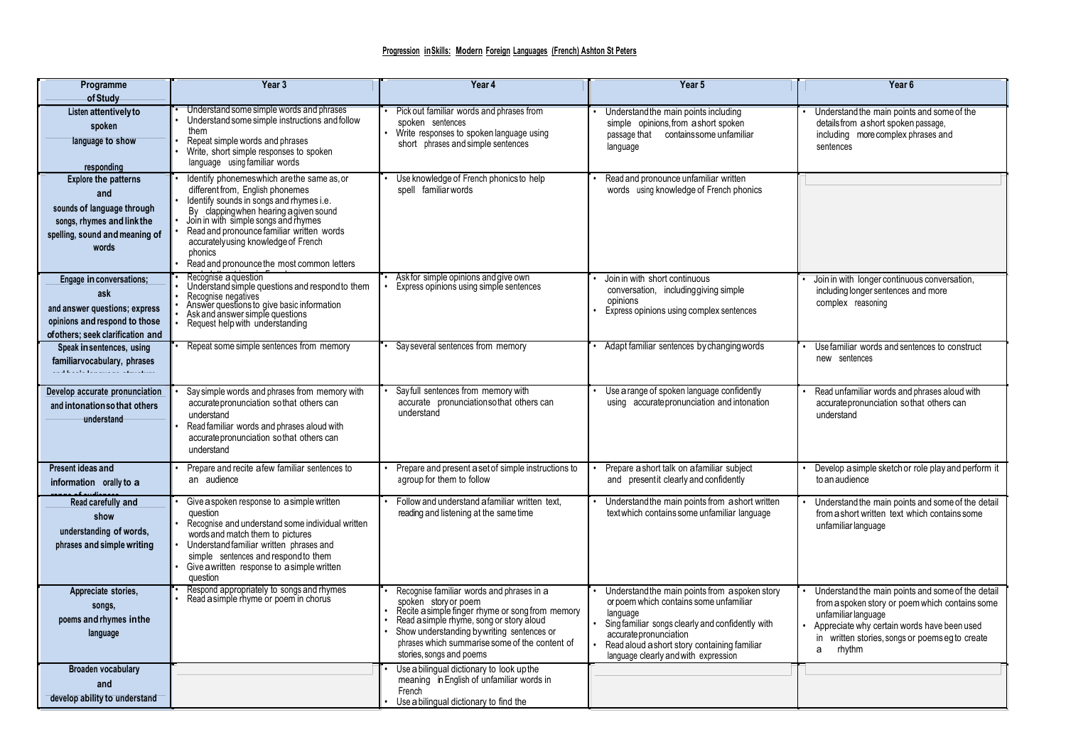**Progression in Skills: Modern Foreign Languages (French) Ashton St Peters**

| Programme of Study | Year 3 | Year 4 | Year 5 | Year 6 |
|---|---|---|---|---|
| Listen attentively to spoken language to show responding | • Understand some simple words and phrases<br>• Understand some simple instructions and follow them<br>• Repeat simple words and phrases<br>• Write, short simple responses to spoken language using familiar words | • Pick out familiar words and phrases from spoken sentences<br>• Write responses to spoken language using short phrases and simple sentences | • Understand the main points including simple opinions, from a short spoken passage that contains some unfamiliar language | • Understand the main points and some of the details from a short spoken passage, including more complex phrases and sentences |
| Explore the patterns and sounds of language through songs, rhymes and link the spelling, sound and meaning of words | • Identify phonemes which are the same as, or different from, English phonemes<br>• Identify sounds in songs and rhymes i.e. By clapping when hearing a given sound<br>• Join in with simple songs and rhymes<br>• Read and pronounce familiar written words accurately using knowledge of French phonics<br>• Read and pronounce the most common letters | • Use knowledge of French phonics to help spell familiar words | • Read and pronounce unfamiliar written words using knowledge of French phonics | |
| Engage in conversations; ask and answer questions; express opinions and respond to those of others; seek clarification and | • Recognise a question<br>• Understand simple questions and respond to them<br>• Recognise negatives<br>• Answer questions to give basic information<br>• Ask and answer simple questions<br>• Request help with understanding | • Ask for simple opinions and give own<br>• Express opinions using simple sentences | • Join in with short continuous conversation, including giving simple opinions<br>• Express opinions using complex sentences | • Join in with longer continuous conversation, including longer sentences and more complex reasoning |
| Speak in sentences, using familiar vocabulary, phrases | • Repeat some simple sentences from memory | • Say several sentences from memory | • Adapt familiar sentences by changing words | • Use familiar words and sentences to construct new sentences |
| Develop accurate pronunciation and intonation so that others understand | • Say simple words and phrases from memory with accurate pronunciation so that others can understand<br>• Read familiar words and phrases aloud with accurate pronunciation so that others can understand | • Say full sentences from memory with accurate pronunciation so that others can understand | • Use a range of spoken language confidently using accurate pronunciation and intonation | • Read unfamiliar words and phrases aloud with accurate pronunciation so that others can understand |
| Present ideas and information orally to a | • Prepare and recite a few familiar sentences to an audience | • Prepare and present a set of simple instructions to a group for them to follow | • Prepare a short talk on a familiar subject and present it clearly and confidently | • Develop a simple sketch or role play and perform it to an audience |
| Read carefully and show understanding of words, phrases and simple writing | • Give a spoken response to a simple written question<br>• Recognise and understand some individual written words and match them to pictures<br>• Understand familiar written phrases and simple sentences and respond to them<br>• Give a written response to a simple written question | • Follow and understand a familiar written text, reading and listening at the same time | • Understand the main points from a short written text which contains some unfamiliar language | • Understand the main points and some of the detail from a short written text which contains some unfamiliar language |
| Appreciate stories, songs, poems and rhymes in the language | • Respond appropriately to songs and rhymes<br>• Read a simple rhyme or poem in chorus | • Recognise familiar words and phrases in a spoken story or poem<br>• Recite a simple finger rhyme or song from memory<br>• Read a simple rhyme, song or story aloud<br>• Show understanding by writing sentences or phrases which summarise some of the content of stories, songs and poems | • Understand the main points from a spoken story or poem which contains some unfamiliar language<br>• Sing familiar songs clearly and confidently with accurate pronunciation<br>• Read aloud a short story containing familiar language clearly and with expression | • Understand the main points and some of the detail from a spoken story or poem which contains some unfamiliar language<br>• Appreciate why certain words have been used in written stories, songs or poems eg to create a rhythm |
| Broaden vocabulary and develop ability to understand | | • Use a bilingual dictionary to look up the meaning in English of unfamiliar words in French<br>• Use a bilingual dictionary to find the | | |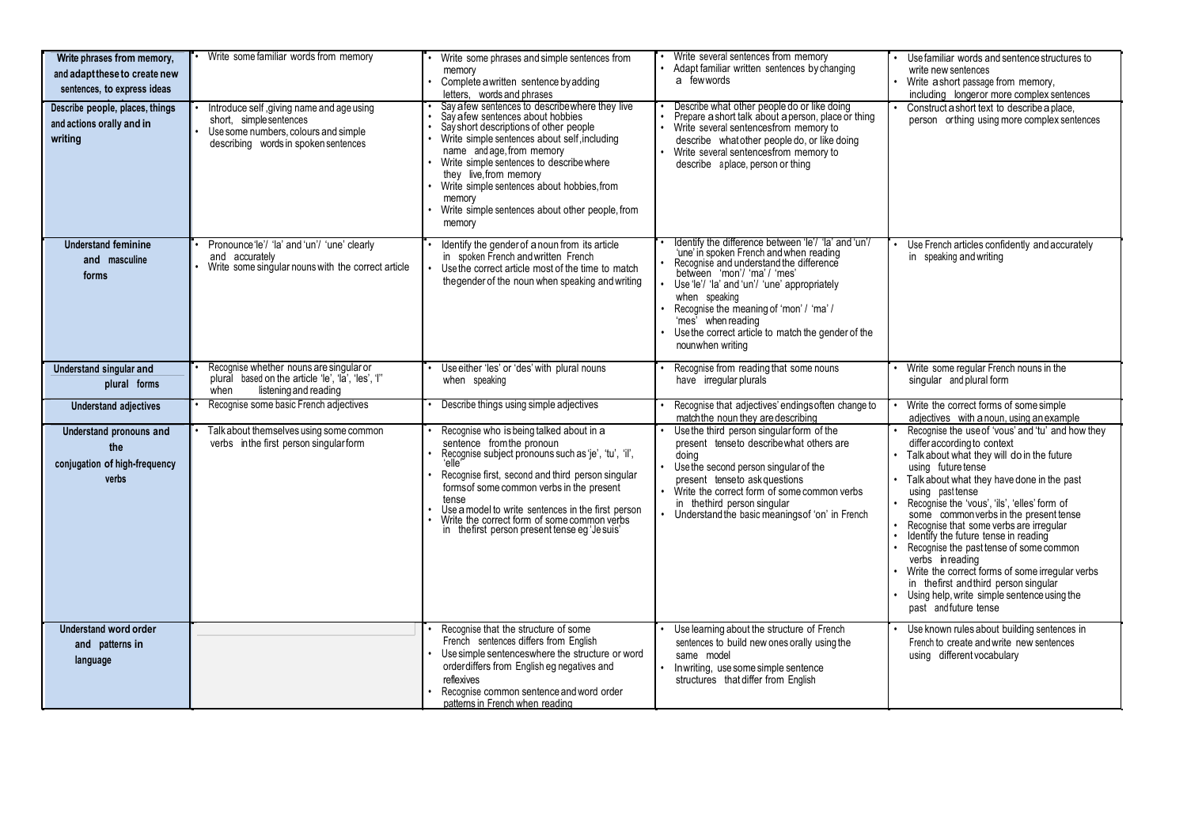| | | | | |
|---|---|---|---|---|
| **Write phrases from memory, and adapt these to create new sentences, to express ideas** | • Write some familiar words from memory | • Write some phrases and simple sentences from memory<br>• Complete a written sentence by adding letters, words and phrases | • Write several sentences from memory<br>• Adapt familiar written sentences by changing a few words | • Use familiar words and sentence structures to write new sentences<br>• Write a short passage from memory, including longer or more complex sentences |
| **Describe people, places, things and actions orally and in writing** | • Introduce self, giving name and age using short, simple sentences<br>• Use some numbers, colours and simple describing words in spoken sentences | • Say a few sentences to describe where they live<br>• Say a few sentences about hobbies<br>• Say short descriptions of other people<br>• Write simple sentences about self, including name and age, from memory<br>• Write simple sentences to describe where they live, from memory<br>• Write simple sentences about hobbies, from memory<br>• Write simple sentences about other people, from memory | • Describe what other people do or like doing<br>• Prepare a short talk about a person, place or thing<br>• Write several sentences from memory to describe what other people do, or like doing<br>• Write several sentences from memory to describe a place, person or thing | • Construct a short text to describe a place, person or thing using more complex sentences |
| **Understand feminine and masculine forms** | • Pronounce 'le'/ 'la' and 'un'/ 'une' clearly and accurately<br>• Write some singular nouns with the correct article | • Identify the gender of a noun from its article in spoken French and written French<br>• Use the correct article most of the time to match the gender of the noun when speaking and writing | • Identify the difference between 'le'/ 'la' and 'un'/ 'une' in spoken French and when reading<br>• Recognise and understand the difference between 'mon'/ 'ma' / 'mes'<br>• Use 'le'/ 'la' and 'un'/ 'une' appropriately when speaking<br>• Recognise the meaning of 'mon' / 'ma' / 'mes' when reading<br>• Use the correct article to match the gender of the noun when writing | • Use French articles confidently and accurately in speaking and writing |
| **Understand singular and plural forms** | • Recognise whether nouns are singular or plural based on the article 'le', 'la', 'les', 'l'' when listening and reading | • Use either 'les' or 'des' with plural nouns when speaking | • Recognise from reading that some nouns have irregular plurals | • Write some regular French nouns in the singular and plural form |
| **Understand adjectives** | • Recognise some basic French adjectives | • Describe things using simple adjectives | • Recognise that adjectives' endings often change to match the noun they are describing | • Write the correct forms of some simple adjectives with a noun, using an example |
| **Understand pronouns and the conjugation of high-frequency verbs** | • Talk about themselves using some common verbs in the first person singular form | • Recognise who is being talked about in a sentence from the pronoun<br>• Recognise subject pronouns such as 'je', 'tu', 'il', 'elle'<br>• Recognise first, second and third person singular forms of some common verbs in the present tense<br>• Use a model to write sentences in the first person<br>• Write the correct form of some common verbs in the first person present tense eg 'Je suis' | • Use the third person singular form of the present tense to describe what others are doing<br>• Use the second person singular of the present tense to ask questions<br>• Write the correct form of some common verbs in the third person singular<br>• Understand the basic meanings of 'on' in French | • Recognise the use of 'vous' and 'tu' and how they differ according to context<br>• Talk about what they will do in the future using future tense<br>• Talk about what they have done in the past using past tense<br>• Recognise the 'vous', 'ils', 'elles' form of some common verbs in the present tense<br>• Recognise that some verbs are irregular<br>• Identify the future tense in reading<br>• Recognise the past tense of some common verbs in reading<br>• Write the correct forms of some irregular verbs in the first and third person singular<br>• Using help, write simple sentence using the past and future tense |
| **Understand word order and patterns in language** | | • Recognise that the structure of some French sentences differs from English<br>• Use simple sentences where the structure or word order differs from English eg negatives and reflexives<br>• Recognise common sentence and word order patterns in French when reading | • Use learning about the structure of French sentences to build new ones orally using the same model<br>• In writing, use some simple sentence structures that differ from English | • Use known rules about building sentences in French to create and write new sentences using different vocabulary |